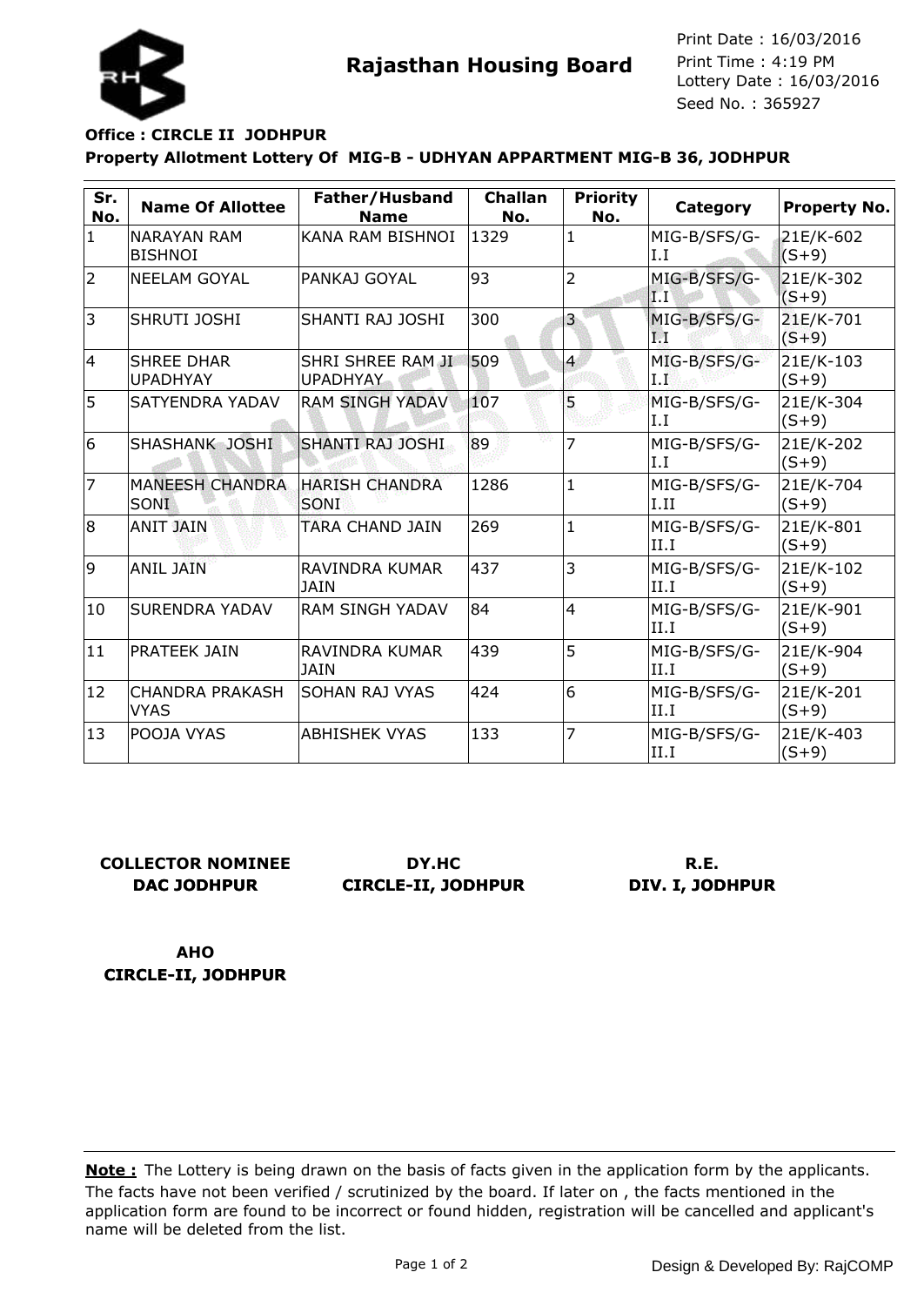# Rajasthan Housing Board

Print Date : 16/03/2016
Print Time : 4:19 PM
Lottery Date : 16/03/2016
Seed No. : 365927

**Office : CIRCLE II JODHPUR**

**Property Allotment Lottery Of MIG-B - UDHYAN APPARTMENT MIG-B 36, JODHPUR**

| Sr. No. | Name Of Allottee | Father/Husband Name | Challan No. | Priority No. | Category | Property No. |
|---|---|---|---|---|---|---|
| 1 | NARAYAN RAM BISHNOI | KANA RAM BISHNOI | 1329 | 1 | MIG-B/SFS/G-I.I | 21E/K-602 (S+9) |
| 2 | NEELAM GOYAL | PANKAJ GOYAL | 93 | 2 | MIG-B/SFS/G-I.I | 21E/K-302 (S+9) |
| 3 | SHRUTI JOSHI | SHANTI RAJ JOSHI | 300 | 3 | MIG-B/SFS/G-I.I | 21E/K-701 (S+9) |
| 4 | SHREE DHAR UPADHYAY | SHRI SHREE RAM JI UPADHYAY | 509 | 4 | MIG-B/SFS/G-I.I | 21E/K-103 (S+9) |
| 5 | SATYENDRA YADAV | RAM SINGH YADAV | 107 | 5 | MIG-B/SFS/G-I.I | 21E/K-304 (S+9) |
| 6 | SHASHANK JOSHI | SHANTI RAJ JOSHI | 89 | 7 | MIG-B/SFS/G-I.I | 21E/K-202 (S+9) |
| 7 | MANEESH CHANDRA SONI | HARISH CHANDRA SONI | 1286 | 1 | MIG-B/SFS/G-I.II | 21E/K-704 (S+9) |
| 8 | ANIT JAIN | TARA CHAND JAIN | 269 | 1 | MIG-B/SFS/G-II.I | 21E/K-801 (S+9) |
| 9 | ANIL JAIN | RAVINDRA KUMAR JAIN | 437 | 3 | MIG-B/SFS/G-II.I | 21E/K-102 (S+9) |
| 10 | SURENDRA YADAV | RAM SINGH YADAV | 84 | 4 | MIG-B/SFS/G-II.I | 21E/K-901 (S+9) |
| 11 | PRATEEK JAIN | RAVINDRA KUMAR JAIN | 439 | 5 | MIG-B/SFS/G-II.I | 21E/K-904 (S+9) |
| 12 | CHANDRA PRAKASH VYAS | SOHAN RAJ VYAS | 424 | 6 | MIG-B/SFS/G-II.I | 21E/K-201 (S+9) |
| 13 | POOJA VYAS | ABHISHEK VYAS | 133 | 7 | MIG-B/SFS/G-II.I | 21E/K-403 (S+9) |

**COLLECTOR NOMINEE**
**DAC JODHPUR**

**DY.HC**
**CIRCLE-II, JODHPUR**

**R.E.**
**DIV. I, JODHPUR**

**AHO**
**CIRCLE-II, JODHPUR**

**Note :** The Lottery is being drawn on the basis of facts given in the application form by the applicants. The facts have not been verified / scrutinized by the board. If later on , the facts mentioned in the application form are found to be incorrect or found hidden, registration will be cancelled and applicant's name will be deleted from the list.

Design & Developed By: RajCOMP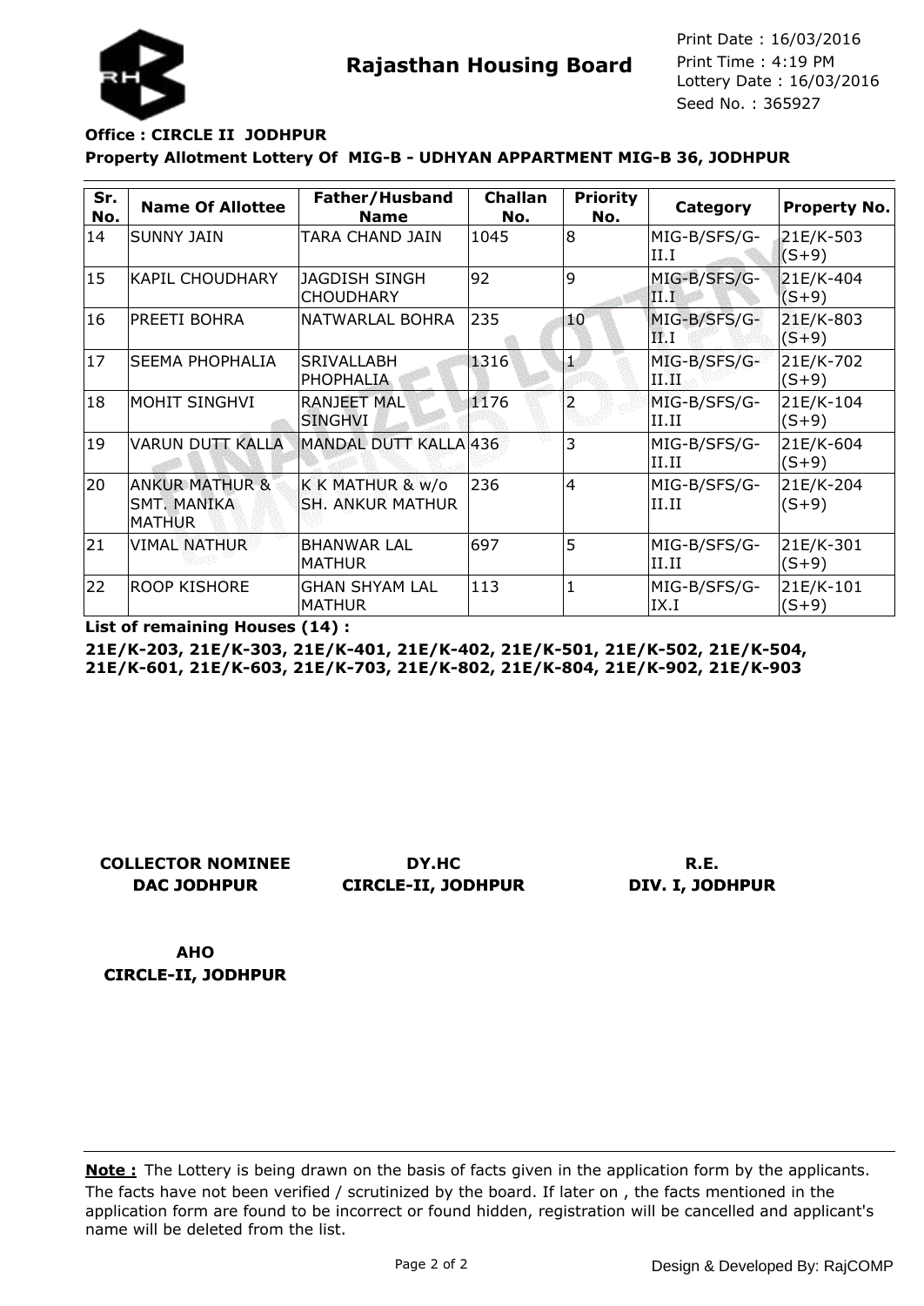**Rajasthan Housing Board**

Print Date : 16/03/2016
Print Time : 4:19 PM
Lottery Date : 16/03/2016
Seed No. : 365927

**Office : CIRCLE II JODHPUR**

**Property Allotment Lottery Of MIG-B - UDHYAN APPARTMENT MIG-B 36, JODHPUR**

| Sr. No. | Name Of Allottee | Father/Husband Name | Challan No. | Priority No. | Category | Property No. |
|---|---|---|---|---|---|---|
| 14 | SUNNY JAIN | TARA CHAND JAIN | 1045 | 8 | MIG-B/SFS/G-II.I | 21E/K-503 (S+9) |
| 15 | KAPIL CHOUDHARY | JAGDISH SINGH CHOUDHARY | 92 | 9 | MIG-B/SFS/G-II.I | 21E/K-404 (S+9) |
| 16 | PREETI BOHRA | NATWARLAL BOHRA | 235 | 10 | MIG-B/SFS/G-II.I | 21E/K-803 (S+9) |
| 17 | SEEMA PHOPHALIA | SRIVALLABH PHOPHALIA | 1316 | 1 | MIG-B/SFS/G-II.II | 21E/K-702 (S+9) |
| 18 | MOHIT SINGHVI | RANJEET MAL SINGHVI | 1176 | 2 | MIG-B/SFS/G-II.II | 21E/K-104 (S+9) |
| 19 | VARUN DUTT KALLA | MANDAL DUTT KALLA | 436 | 3 | MIG-B/SFS/G-II.II | 21E/K-604 (S+9) |
| 20 | ANKUR MATHUR & SMT. MANIKA MATHUR | K K MATHUR & w/o SH. ANKUR MATHUR | 236 | 4 | MIG-B/SFS/G-II.II | 21E/K-204 (S+9) |
| 21 | VIMAL NATHUR | BHANWAR LAL MATHUR | 697 | 5 | MIG-B/SFS/G-II.II | 21E/K-301 (S+9) |
| 22 | ROOP KISHORE | GHAN SHYAM LAL MATHUR | 113 | 1 | MIG-B/SFS/G-IX.I | 21E/K-101 (S+9) |

**List of remaining Houses (14) :**

**21E/K-203, 21E/K-303, 21E/K-401, 21E/K-402, 21E/K-501, 21E/K-502, 21E/K-504, 21E/K-601, 21E/K-603, 21E/K-703, 21E/K-802, 21E/K-804, 21E/K-902, 21E/K-903**

**COLLECTOR NOMINEE**
**DAC JODHPUR**

**DY.HC**
**CIRCLE-II, JODHPUR**

**R.E.**
**DIV. I, JODHPUR**

**AHO**
**CIRCLE-II, JODHPUR**

**Note :** The Lottery is being drawn on the basis of facts given in the application form by the applicants. The facts have not been verified / scrutinized by the board. If later on , the facts mentioned in the application form are found to be incorrect or found hidden, registration will be cancelled and applicant's name will be deleted from the list.

Design & Developed By: RajCOMP